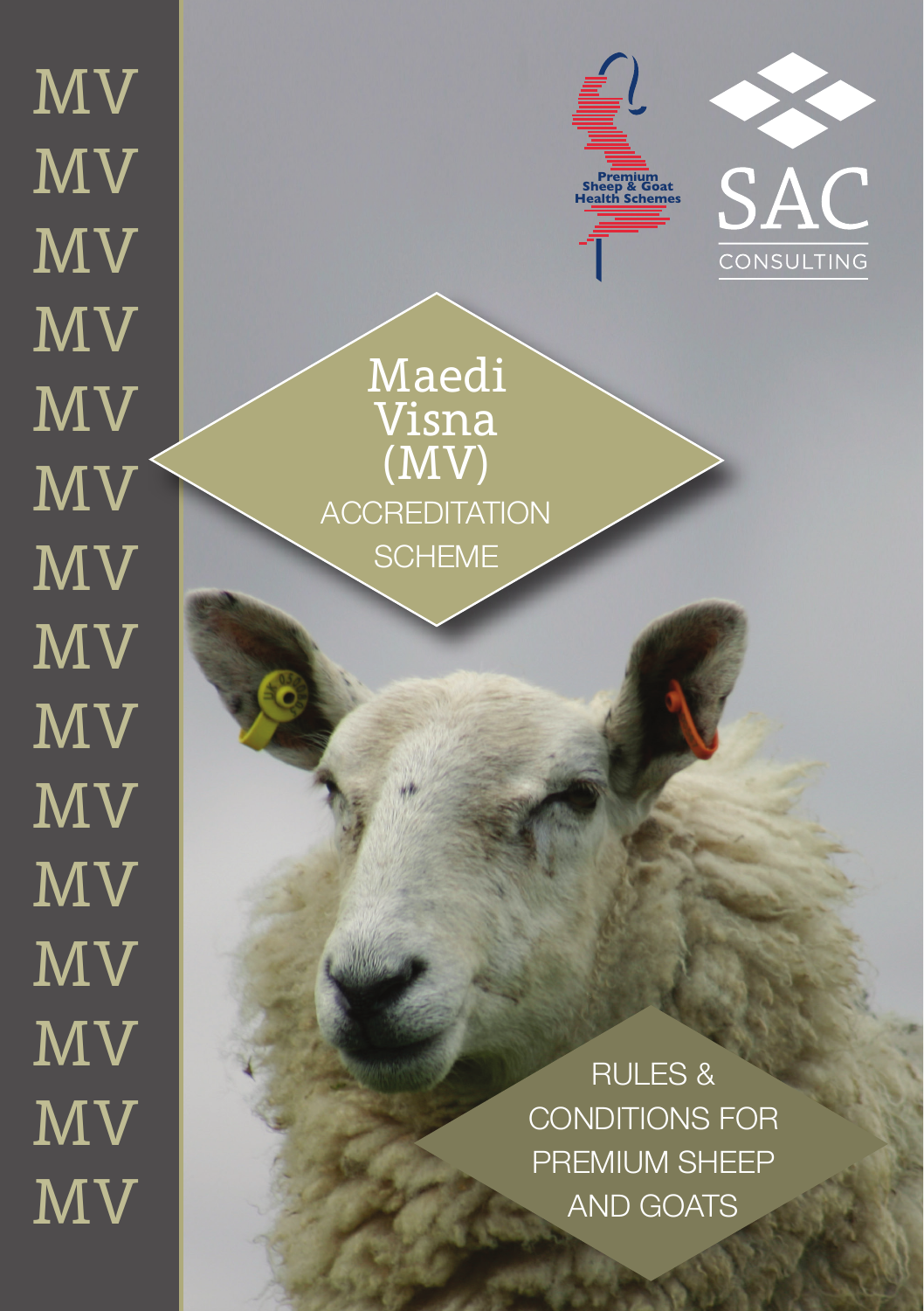# Maedi Visna (MV)

## ACCREDITATION SCHEME

Premium Sheep & Goat Health Schemes

SAC CONSULTING

RULES & CONDITIONS FOR PREMIUM SHEEP AND GOATS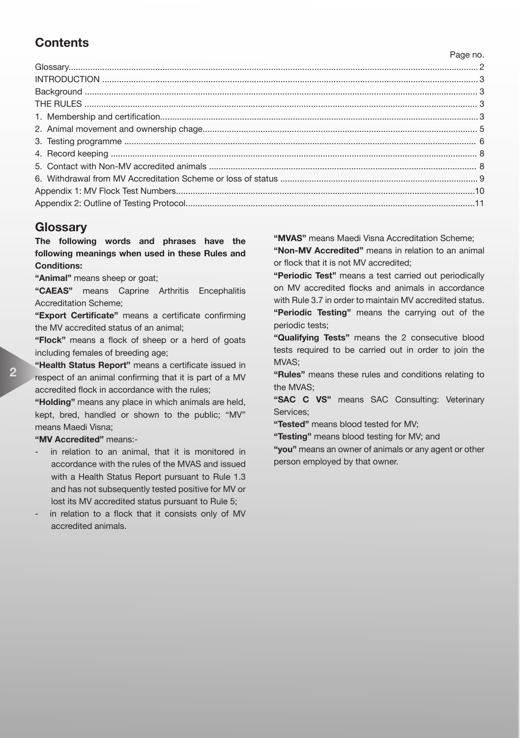## Contents

| | Page no. |
|---|---|
| Glossary | 2 |
| INTRODUCTION | 3 |
| Background | 3 |
| THE RULES | 3 |
| 1. Membership and certification | 3 |
| 2. Animal movement and ownership chage | 5 |
| 3. Testing programme | 6 |
| 4. Record keeping | 8 |
| 5. Contact with Non-MV accredited animals | 8 |
| 6. Withdrawal from MV Accreditation Scheme or loss of status | 9 |
| Appendix 1: MV Flock Test Numbers | 10 |
| Appendix 2: Outline of Testing Protocol | 11 |

## Glossary

**The following words and phrases have the following meanings when used in these Rules and Conditions:**

**"Animal"** means sheep or goat;

**"CAEAS"** means Caprine Arthritis Encephalitis Accreditation Scheme;

**"Export Certificate"** means a certificate confirming the MV accredited status of an animal;

**"Flock"** means a flock of sheep or a herd of goats including females of breeding age;

**"Health Status Report"** means a certificate issued in respect of an animal confirming that it is part of a MV accredited flock in accordance with the rules;

**"Holding"** means any place in which animals are held, kept, bred, handled or shown to the public; "MV" means Maedi Visna;

**"MV Accredited"** means:-

- in relation to an animal, that it is monitored in accordance with the rules of the MVAS and issued with a Health Status Report pursuant to Rule 1.3 and has not subsequently tested positive for MV or lost its MV accredited status pursuant to Rule 5;
- in relation to a flock that it consists only of MV accredited animals.

**"MVAS"** means Maedi Visna Accreditation Scheme;

**"Non-MV Accredited"** means in relation to an animal or flock that it is not MV accredited;

**"Periodic Test"** means a test carried out periodically on MV accredited flocks and animals in accordance with Rule 3.7 in order to maintain MV accredited status.

**"Periodic Testing"** means the carrying out of the periodic tests;

**"Qualifying Tests"** means the 2 consecutive blood tests required to be carried out in order to join the MVAS;

**"Rules"** means these rules and conditions relating to the MVAS;

**"SAC C VS"** means SAC Consulting: Veterinary Services;

**"Tested"** means blood tested for MV;

**"Testing"** means blood testing for MV; and

**"you"** means an owner of animals or any agent or other person employed by that owner.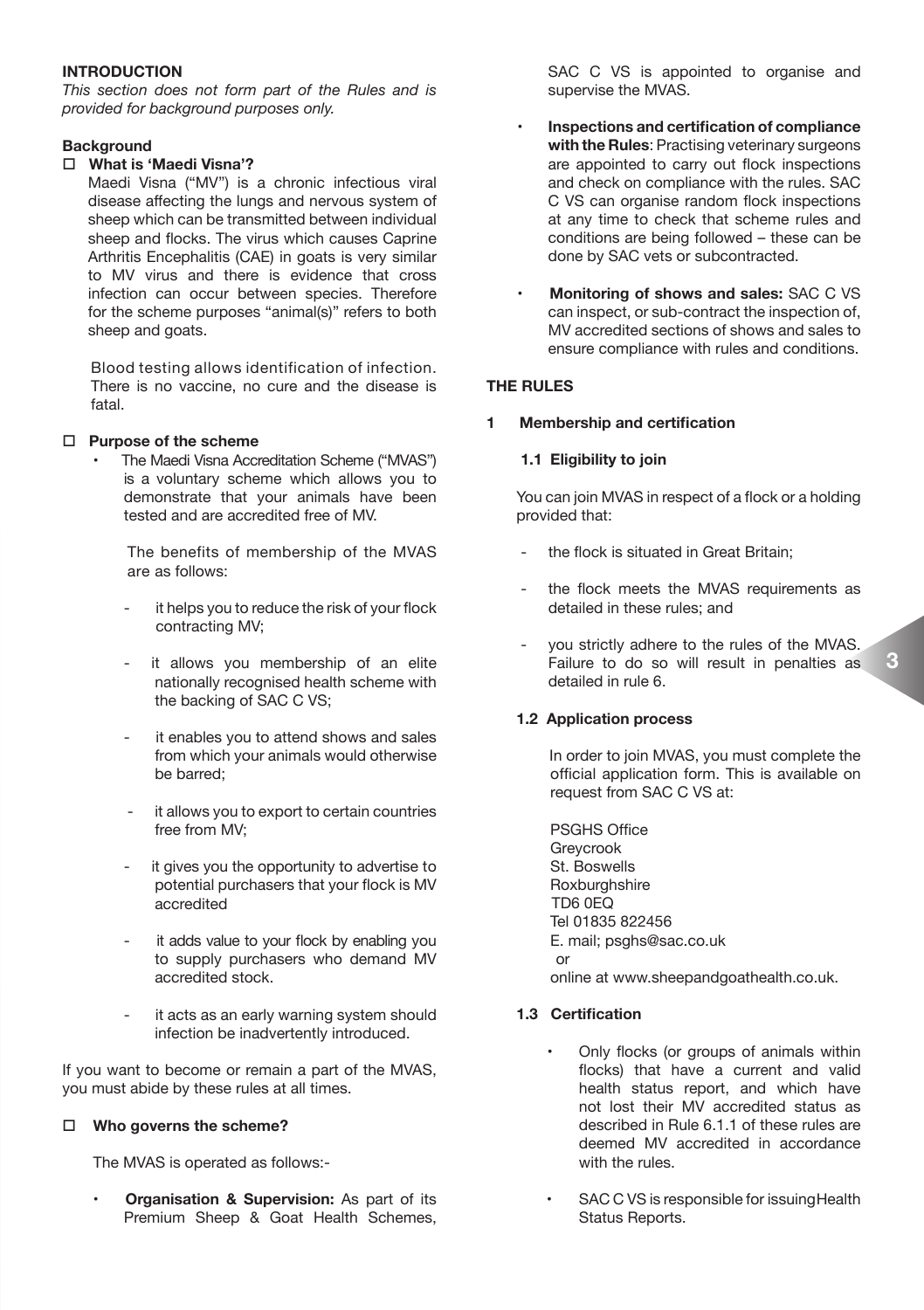## INTRODUCTION

*This section does not form part of the Rules and is provided for background purposes only.*

### Background

- **What is 'Maedi Visna'?**

  Maedi Visna ("MV") is a chronic infectious viral disease affecting the lungs and nervous system of sheep which can be transmitted between individual sheep and flocks. The virus which causes Caprine Arthritis Encephalitis (CAE) in goats is very similar to MV virus and there is evidence that cross infection can occur between species. Therefore for the scheme purposes "animal(s)" refers to both sheep and goats.

  Blood testing allows identification of infection. There is no vaccine, no cure and the disease is fatal.

- **Purpose of the scheme**

  - The Maedi Visna Accreditation Scheme ("MVAS") is a voluntary scheme which allows you to demonstrate that your animals have been tested and are accredited free of MV.

    The benefits of membership of the MVAS are as follows:

    - it helps you to reduce the risk of your flock contracting MV;
    - it allows you membership of an elite nationally recognised health scheme with the backing of SAC C VS;
    - it enables you to attend shows and sales from which your animals would otherwise be barred;
    - it allows you to export to certain countries free from MV;
    - it gives you the opportunity to advertise to potential purchasers that your flock is MV accredited
    - it adds value to your flock by enabling you to supply purchasers who demand MV accredited stock.
    - it acts as an early warning system should infection be inadvertently introduced.

If you want to become or remain a part of the MVAS, you must abide by these rules at all times.

- **Who governs the scheme?**

  The MVAS is operated as follows:-

  - **Organisation & Supervision:** As part of its Premium Sheep & Goat Health Schemes, SAC C VS is appointed to organise and supervise the MVAS.
  - **Inspections and certification of compliance with the Rules**: Practising veterinary surgeons are appointed to carry out flock inspections and check on compliance with the rules. SAC C VS can organise random flock inspections at any time to check that scheme rules and conditions are being followed – these can be done by SAC vets or subcontracted.
  - **Monitoring of shows and sales:** SAC C VS can inspect, or sub-contract the inspection of, MV accredited sections of shows and sales to ensure compliance with rules and conditions.

## THE RULES

### 1 Membership and certification

#### 1.1 Eligibility to join

You can join MVAS in respect of a flock or a holding provided that:

- the flock is situated in Great Britain;
- the flock meets the MVAS requirements as detailed in these rules; and
- you strictly adhere to the rules of the MVAS. Failure to do so will result in penalties as detailed in rule 6.

#### 1.2 Application process

In order to join MVAS, you must complete the official application form. This is available on request from SAC C VS at:

PSGHS Office
Greycrook
St. Boswells
Roxburghshire
TD6 0EQ
Tel 01835 822456
E. mail; psghs@sac.co.uk
or
online at www.sheepandgoathealth.co.uk.

#### 1.3 Certification

- Only flocks (or groups of animals within flocks) that have a current and valid health status report, and which have not lost their MV accredited status as described in Rule 6.1.1 of these rules are deemed MV accredited in accordance with the rules.
- SAC C VS is responsible for issuing Health Status Reports.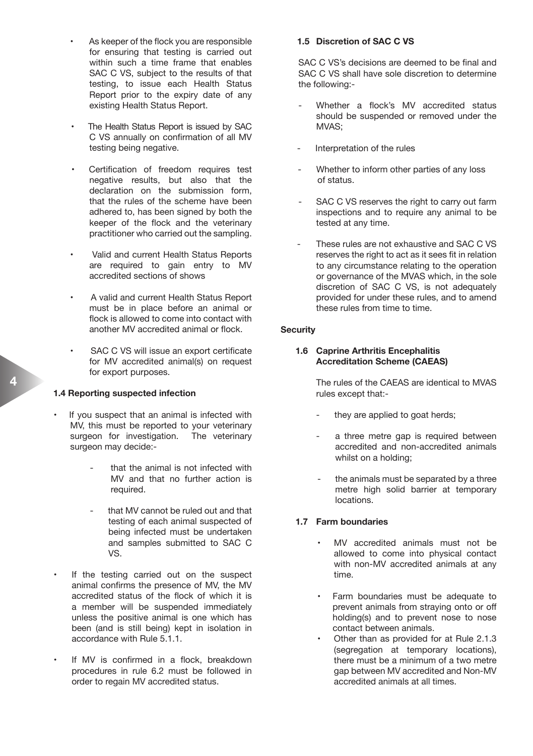- As keeper of the flock you are responsible for ensuring that testing is carried out within such a time frame that enables SAC C VS, subject to the results of that testing, to issue each Health Status Report prior to the expiry date of any existing Health Status Report.
- The Health Status Report is issued by SAC C VS annually on confirmation of all MV testing being negative.
- Certification of freedom requires test negative results, but also that the declaration on the submission form, that the rules of the scheme have been adhered to, has been signed by both the keeper of the flock and the veterinary practitioner who carried out the sampling.
- Valid and current Health Status Reports are required to gain entry to MV accredited sections of shows
- A valid and current Health Status Report must be in place before an animal or flock is allowed to come into contact with another MV accredited animal or flock.
- SAC C VS will issue an export certificate for MV accredited animal(s) on request for export purposes.

#### 1.4 Reporting suspected infection

- If you suspect that an animal is infected with MV, this must be reported to your veterinary surgeon for investigation. The veterinary surgeon may decide:-
  - that the animal is not infected with MV and that no further action is required.
  - that MV cannot be ruled out and that testing of each animal suspected of being infected must be undertaken and samples submitted to SAC C VS.
- If the testing carried out on the suspect animal confirms the presence of MV, the MV accredited status of the flock of which it is a member will be suspended immediately unless the positive animal is one which has been (and is still being) kept in isolation in accordance with Rule 5.1.1.
- If MV is confirmed in a flock, breakdown procedures in rule 6.2 must be followed in order to regain MV accredited status.

#### 1.5 Discretion of SAC C VS

SAC C VS's decisions are deemed to be final and SAC C VS shall have sole discretion to determine the following:-

- Whether a flock's MV accredited status should be suspended or removed under the MVAS;
- Interpretation of the rules
- Whether to inform other parties of any loss of status.
- SAC C VS reserves the right to carry out farm inspections and to require any animal to be tested at any time.
- These rules are not exhaustive and SAC C VS reserves the right to act as it sees fit in relation to any circumstance relating to the operation or governance of the MVAS which, in the sole discretion of SAC C VS, is not adequately provided for under these rules, and to amend these rules from time to time.

### Security

#### 1.6 Caprine Arthritis Encephalitis Accreditation Scheme (CAEAS)

The rules of the CAEAS are identical to MVAS rules except that:-

- they are applied to goat herds;
- a three metre gap is required between accredited and non-accredited animals whilst on a holding;
- the animals must be separated by a three metre high solid barrier at temporary locations.

#### 1.7 Farm boundaries

- MV accredited animals must not be allowed to come into physical contact with non-MV accredited animals at any time.
- Farm boundaries must be adequate to prevent animals from straying onto or off holding(s) and to prevent nose to nose contact between animals.
- Other than as provided for at Rule 2.1.3 (segregation at temporary locations), there must be a minimum of a two metre gap between MV accredited and Non-MV accredited animals at all times.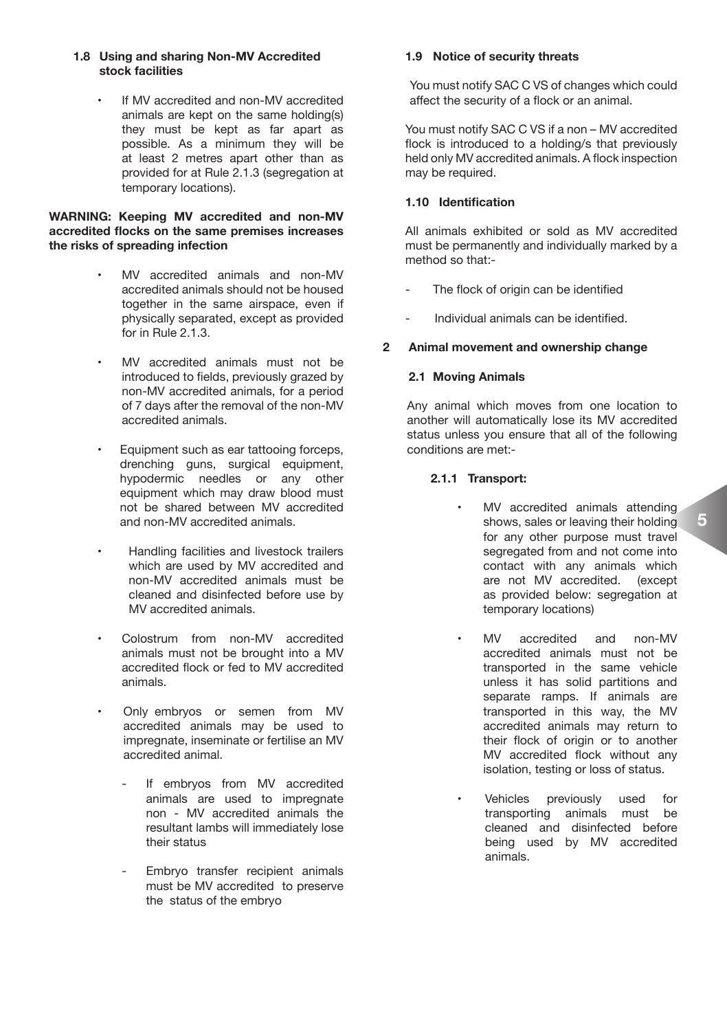### 1.8 Using and sharing Non-MV Accredited stock facilities

- If MV accredited and non-MV accredited animals are kept on the same holding(s) they must be kept as far apart as possible. As a minimum they will be at least 2 metres apart other than as provided for at Rule 2.1.3 (segregation at temporary locations).

**WARNING: Keeping MV accredited and non-MV accredited flocks on the same premises increases the risks of spreading infection**

- MV accredited animals and non-MV accredited animals should not be housed together in the same airspace, even if physically separated, except as provided for in Rule 2.1.3.
- MV accredited animals must not be introduced to fields, previously grazed by non-MV accredited animals, for a period of 7 days after the removal of the non-MV accredited animals.
- Equipment such as ear tattooing forceps, drenching guns, surgical equipment, hypodermic needles or any other equipment which may draw blood must not be shared between MV accredited and non-MV accredited animals.
- Handling facilities and livestock trailers which are used by MV accredited and non-MV accredited animals must be cleaned and disinfected before use by MV accredited animals.
- Colostrum from non-MV accredited animals must not be brought into a MV accredited flock or fed to MV accredited animals.
- Only embryos or semen from MV accredited animals may be used to impregnate, inseminate or fertilise an MV accredited animal.
  - If embryos from MV accredited animals are used to impregnate non - MV accredited animals the resultant lambs will immediately lose their status
  - Embryo transfer recipient animals must be MV accredited to preserve the status of the embryo

### 1.9 Notice of security threats

You must notify SAC C VS of changes which could affect the security of a flock or an animal.

You must notify SAC C VS if a non – MV accredited flock is introduced to a holding/s that previously held only MV accredited animals. A flock inspection may be required.

### 1.10 Identification

All animals exhibited or sold as MV accredited must be permanently and individually marked by a method so that:-

- The flock of origin can be identified
- Individual animals can be identified.

## 2 Animal movement and ownership change

### 2.1 Moving Animals

Any animal which moves from one location to another will automatically lose its MV accredited status unless you ensure that all of the following conditions are met:-

#### 2.1.1 Transport:

- MV accredited animals attending shows, sales or leaving their holding for any other purpose must travel segregated from and not come into contact with any animals which are not MV accredited. (except as provided below: segregation at temporary locations)
- MV accredited and non-MV accredited animals must not be transported in the same vehicle unless it has solid partitions and separate ramps. If animals are transported in this way, the MV accredited animals may return to their flock of origin or to another MV accredited flock without any isolation, testing or loss of status.
- Vehicles previously used for transporting animals must be cleaned and disinfected before being used by MV accredited animals.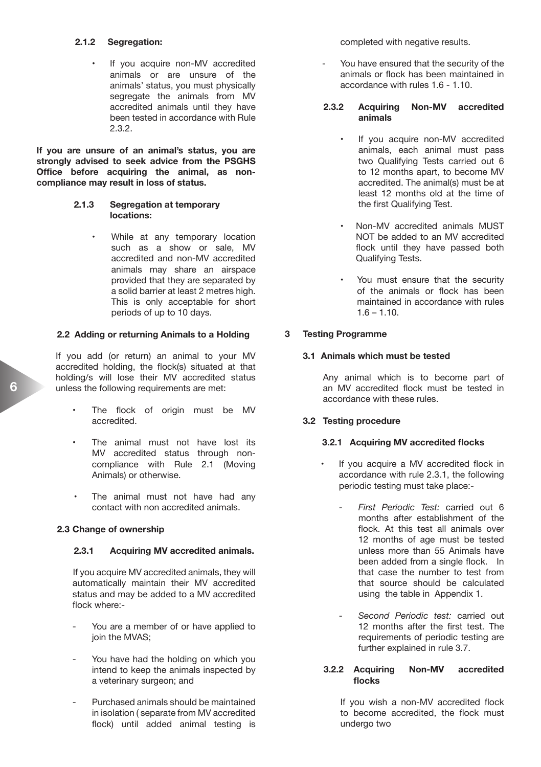#### 2.1.2 Segregation:

- If you acquire non-MV accredited animals or are unsure of the animals' status, you must physically segregate the animals from MV accredited animals until they have been tested in accordance with Rule 2.3.2.

**If you are unsure of an animal's status, you are strongly advised to seek advice from the PSGHS Office before acquiring the animal, as non-compliance may result in loss of status.**

#### 2.1.3 Segregation at temporary locations:

- While at any temporary location such as a show or sale, MV accredited and non-MV accredited animals may share an airspace provided that they are separated by a solid barrier at least 2 metres high. This is only acceptable for short periods of up to 10 days.

### 2.2 Adding or returning Animals to a Holding

If you add (or return) an animal to your MV accredited holding, the flock(s) situated at that holding/s will lose their MV accredited status unless the following requirements are met:

- The flock of origin must be MV accredited.
- The animal must not have lost its MV accredited status through non-compliance with Rule 2.1 (Moving Animals) or otherwise.
- The animal must not have had any contact with non accredited animals.

### 2.3 Change of ownership

#### 2.3.1 Acquiring MV accredited animals.

If you acquire MV accredited animals, they will automatically maintain their MV accredited status and may be added to a MV accredited flock where:-

- You are a member of or have applied to join the MVAS;
- You have had the holding on which you intend to keep the animals inspected by a veterinary surgeon; and
- Purchased animals should be maintained in isolation ( separate from MV accredited flock) until added animal testing is completed with negative results.
- You have ensured that the security of the animals or flock has been maintained in accordance with rules 1.6 - 1.10.

#### 2.3.2 Acquiring Non-MV accredited animals

- If you acquire non-MV accredited animals, each animal must pass two Qualifying Tests carried out 6 to 12 months apart, to become MV accredited. The animal(s) must be at least 12 months old at the time of the first Qualifying Test.
- Non-MV accredited animals MUST NOT be added to an MV accredited flock until they have passed both Qualifying Tests.
- You must ensure that the security of the animals or flock has been maintained in accordance with rules 1.6 – 1.10.

## 3 Testing Programme

### 3.1 Animals which must be tested

Any animal which is to become part of an MV accredited flock must be tested in accordance with these rules.

### 3.2 Testing procedure

#### 3.2.1 Acquiring MV accredited flocks

- If you acquire a MV accredited flock in accordance with rule 2.3.1, the following periodic testing must take place:-
  - *First Periodic Test:* carried out 6 months after establishment of the flock. At this test all animals over 12 months of age must be tested unless more than 55 Animals have been added from a single flock. In that case the number to test from that source should be calculated using the table in Appendix 1.
  - *Second Periodic test:* carried out 12 months after the first test. The requirements of periodic testing are further explained in rule 3.7.

#### 3.2.2 Acquiring Non-MV accredited flocks

If you wish a non-MV accredited flock to become accredited, the flock must undergo two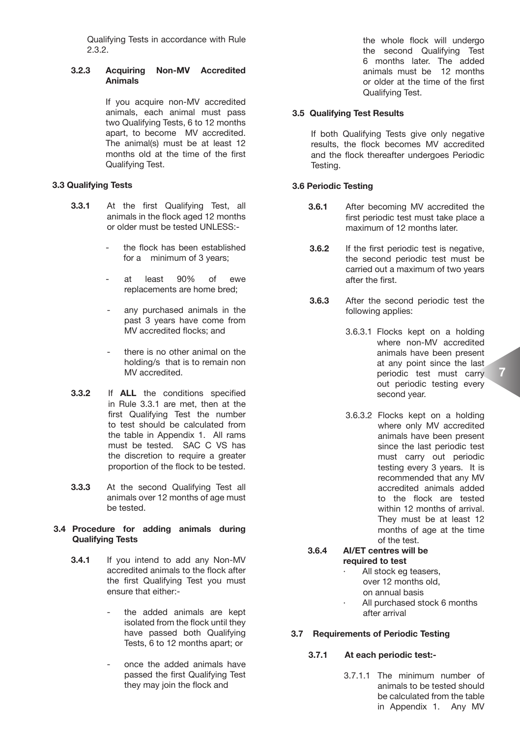Qualifying Tests in accordance with Rule 2.3.2.

#### 3.2.3 Acquiring Non-MV Accredited Animals

If you acquire non-MV accredited animals, each animal must pass two Qualifying Tests, 6 to 12 months apart, to become MV accredited. The animal(s) must be at least 12 months old at the time of the first Qualifying Test.

### 3.3 Qualifying Tests

**3.3.1** At the first Qualifying Test, all animals in the flock aged 12 months or older must be tested UNLESS:-

- the flock has been established for a minimum of 3 years;
- at least 90% of ewe replacements are home bred;
- any purchased animals in the past 3 years have come from MV accredited flocks; and
- there is no other animal on the holding/s that is to remain non MV accredited.

**3.3.2** If **ALL** the conditions specified in Rule 3.3.1 are met, then at the first Qualifying Test the number to test should be calculated from the table in Appendix 1. All rams must be tested. SAC C VS has the discretion to require a greater proportion of the flock to be tested.

**3.3.3** At the second Qualifying Test all animals over 12 months of age must be tested.

### 3.4 Procedure for adding animals during Qualifying Tests

**3.4.1** If you intend to add any Non-MV accredited animals to the flock after the first Qualifying Test you must ensure that either:-

- the added animals are kept isolated from the flock until they have passed both Qualifying Tests, 6 to 12 months apart; or
- once the added animals have passed the first Qualifying Test they may join the flock and the whole flock will undergo the second Qualifying Test 6 months later. The added animals must be 12 months or older at the time of the first Qualifying Test.

### 3.5 Qualifying Test Results

If both Qualifying Tests give only negative results, the flock becomes MV accredited and the flock thereafter undergoes Periodic Testing.

### 3.6 Periodic Testing

**3.6.1** After becoming MV accredited the first periodic test must take place a maximum of 12 months later.

**3.6.2** If the first periodic test is negative, the second periodic test must be carried out a maximum of two years after the first.

**3.6.3** After the second periodic test the following applies:

3.6.3.1 Flocks kept on a holding where non-MV accredited animals have been present at any point since the last periodic test must carry out periodic testing every second year.

3.6.3.2 Flocks kept on a holding where only MV accredited animals have been present since the last periodic test must carry out periodic testing every 3 years. It is recommended that any MV accredited animals added to the flock are tested within 12 months of arrival. They must be at least 12 months of age at the time of the test.

**3.6.4 AI/ET centres will be required to test**

- All stock eg teasers, over 12 months old, on annual basis
- All purchased stock 6 months after arrival

### 3.7 Requirements of Periodic Testing

**3.7.1 At each periodic test:-**

3.7.1.1 The minimum number of animals to be tested should be calculated from the table in Appendix 1. Any MV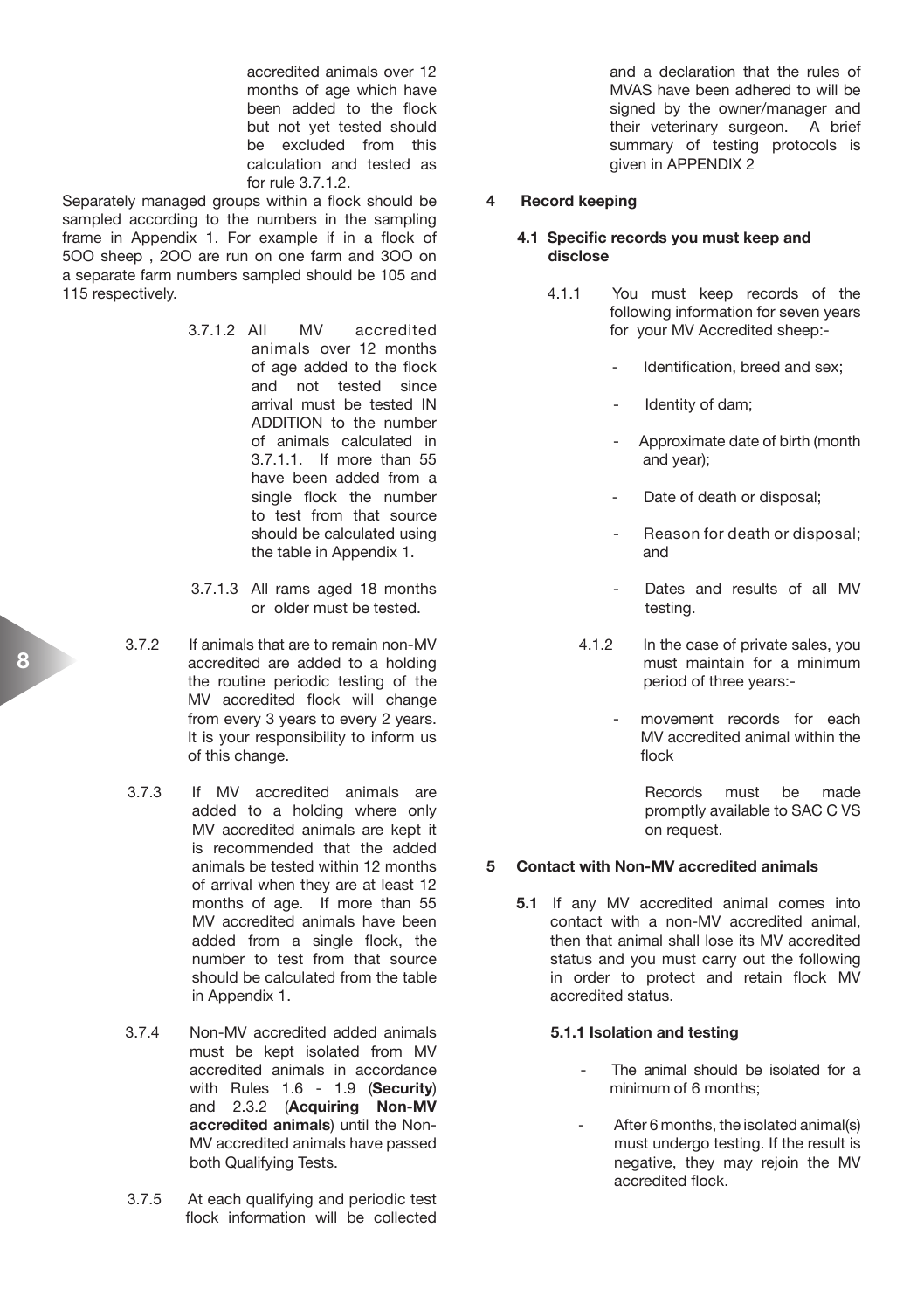accredited animals over 12 months of age which have been added to the flock but not yet tested should be excluded from this calculation and tested as for rule 3.7.1.2.

Separately managed groups within a flock should be sampled according to the numbers in the sampling frame in Appendix 1. For example if in a flock of 5OO sheep , 2OO are run on one farm and 3OO on a separate farm numbers sampled should be 105 and 115 respectively.

3.7.1.2 All MV accredited animals over 12 months of age added to the flock and not tested since arrival must be tested IN ADDITION to the number of animals calculated in 3.7.1.1. If more than 55 have been added from a single flock the number to test from that source should be calculated using the table in Appendix 1.

3.7.1.3 All rams aged 18 months or older must be tested.

3.7.2 If animals that are to remain non-MV accredited are added to a holding the routine periodic testing of the MV accredited flock will change from every 3 years to every 2 years. It is your responsibility to inform us of this change.

3.7.3 If MV accredited animals are added to a holding where only MV accredited animals are kept it is recommended that the added animals be tested within 12 months of arrival when they are at least 12 months of age. If more than 55 MV accredited animals have been added from a single flock, the number to test from that source should be calculated from the table in Appendix 1.

3.7.4 Non-MV accredited added animals must be kept isolated from MV accredited animals in accordance with Rules 1.6 - 1.9 (**Security**) and 2.3.2 (**Acquiring Non-MV accredited animals**) until the Non-MV accredited animals have passed both Qualifying Tests.

3.7.5 At each qualifying and periodic test flock information will be collected and a declaration that the rules of MVAS have been adhered to will be signed by the owner/manager and their veterinary surgeon. A brief summary of testing protocols is given in APPENDIX 2

## 4 Record keeping

### 4.1 Specific records you must keep and disclose

4.1.1 You must keep records of the following information for seven years for your MV Accredited sheep:-

- Identification, breed and sex;
- Identity of dam;
- Approximate date of birth (month and year);
- Date of death or disposal;
- Reason for death or disposal; and
- Dates and results of all MV testing.

4.1.2 In the case of private sales, you must maintain for a minimum period of three years:-

- movement records for each MV accredited animal within the flock

Records must be made promptly available to SAC C VS on request.

## 5 Contact with Non-MV accredited animals

**5.1** If any MV accredited animal comes into contact with a non-MV accredited animal, then that animal shall lose its MV accredited status and you must carry out the following in order to protect and retain flock MV accredited status.

### 5.1.1 Isolation and testing

- The animal should be isolated for a minimum of 6 months;
- After 6 months, the isolated animal(s) must undergo testing. If the result is negative, they may rejoin the MV accredited flock.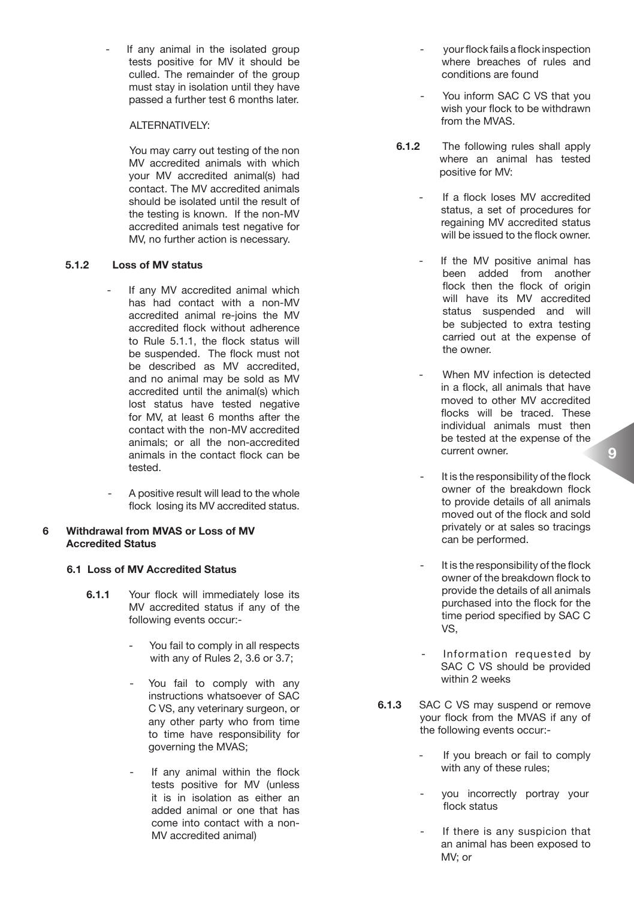- If any animal in the isolated group tests positive for MV it should be culled. The remainder of the group must stay in isolation until they have passed a further test 6 months later.

ALTERNATIVELY:

You may carry out testing of the non MV accredited animals with which your MV accredited animal(s) had contact. The MV accredited animals should be isolated until the result of the testing is known. If the non-MV accredited animals test negative for MV, no further action is necessary.

#### 5.1.2 Loss of MV status

- If any MV accredited animal which has had contact with a non-MV accredited animal re-joins the MV accredited flock without adherence to Rule 5.1.1, the flock status will be suspended. The flock must not be described as MV accredited, and no animal may be sold as MV accredited until the animal(s) which lost status have tested negative for MV, at least 6 months after the contact with the non-MV accredited animals; or all the non-accredited animals in the contact flock can be tested.
- A positive result will lead to the whole flock losing its MV accredited status.

## 6 Withdrawal from MVAS or Loss of MV Accredited Status

### 6.1 Loss of MV Accredited Status

**6.1.1** Your flock will immediately lose its MV accredited status if any of the following events occur:-

- You fail to comply in all respects with any of Rules 2, 3.6 or 3.7;
- You fail to comply with any instructions whatsoever of SAC C VS, any veterinary surgeon, or any other party who from time to time have responsibility for governing the MVAS;
- If any animal within the flock tests positive for MV (unless it is in isolation as either an added animal or one that has come into contact with a non-MV accredited animal)
- your flock fails a flock inspection where breaches of rules and conditions are found
- You inform SAC C VS that you wish your flock to be withdrawn from the MVAS.

**6.1.2** The following rules shall apply where an animal has tested positive for MV:

- If a flock loses MV accredited status, a set of procedures for regaining MV accredited status will be issued to the flock owner.
- If the MV positive animal has been added from another flock then the flock of origin will have its MV accredited status suspended and will be subjected to extra testing carried out at the expense of the owner.
- When MV infection is detected in a flock, all animals that have moved to other MV accredited flocks will be traced. These individual animals must then be tested at the expense of the current owner.
- It is the responsibility of the flock owner of the breakdown flock to provide details of all animals moved out of the flock and sold privately or at sales so tracings can be performed.
- It is the responsibility of the flock owner of the breakdown flock to provide the details of all animals purchased into the flock for the time period specified by SAC C VS,
- Information requested by SAC C VS should be provided within 2 weeks

**6.1.3** SAC C VS may suspend or remove your flock from the MVAS if any of the following events occur:-

- If you breach or fail to comply with any of these rules;
- you incorrectly portray your flock status
- If there is any suspicion that an animal has been exposed to MV; or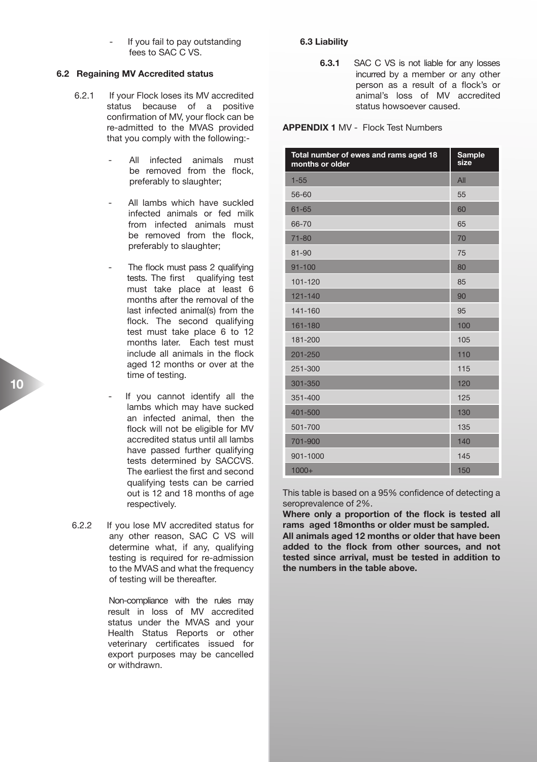- If you fail to pay outstanding fees to SAC C VS.

### 6.2 Regaining MV Accredited status

6.2.1 If your Flock loses its MV accredited status because of a positive confirmation of MV, your flock can be re-admitted to the MVAS provided that you comply with the following:-

- All infected animals must be removed from the flock, preferably to slaughter;
- All lambs which have suckled infected animals or fed milk from infected animals must be removed from the flock, preferably to slaughter;
- The flock must pass 2 qualifying tests. The first qualifying test must take place at least 6 months after the removal of the last infected animal(s) from the flock. The second qualifying test must take place 6 to 12 months later. Each test must include all animals in the flock aged 12 months or over at the time of testing.
- If you cannot identify all the lambs which may have sucked an infected animal, then the flock will not be eligible for MV accredited status until all lambs have passed further qualifying tests determined by SACCVS. The earliest the first and second qualifying tests can be carried out is 12 and 18 months of age respectively.

6.2.2 If you lose MV accredited status for any other reason, SAC C VS will determine what, if any, qualifying testing is required for re-admission to the MVAS and what the frequency of testing will be thereafter.

Non-compliance with the rules may result in loss of MV accredited status under the MVAS and your Health Status Reports or other veterinary certificates issued for export purposes may be cancelled or withdrawn.

### 6.3 Liability

**6.3.1** SAC C VS is not liable for any losses incurred by a member or any other person as a result of a flock's or animal's loss of MV accredited status howsoever caused.

**APPENDIX 1** MV - Flock Test Numbers

| Total number of ewes and rams aged 18 months or older | Sample size |
|---|---|
| 1-55 | All |
| 56-60 | 55 |
| 61-65 | 60 |
| 66-70 | 65 |
| 71-80 | 70 |
| 81-90 | 75 |
| 91-100 | 80 |
| 101-120 | 85 |
| 121-140 | 90 |
| 141-160 | 95 |
| 161-180 | 100 |
| 181-200 | 105 |
| 201-250 | 110 |
| 251-300 | 115 |
| 301-350 | 120 |
| 351-400 | 125 |
| 401-500 | 130 |
| 501-700 | 135 |
| 701-900 | 140 |
| 901-1000 | 145 |
| 1000+ | 150 |

This table is based on a 95% confidence of detecting a seroprevalence of 2%.

**Where only a proportion of the flock is tested all rams aged 18months or older must be sampled.**

**All animals aged 12 months or older that have been added to the flock from other sources, and not tested since arrival, must be tested in addition to the numbers in the table above.**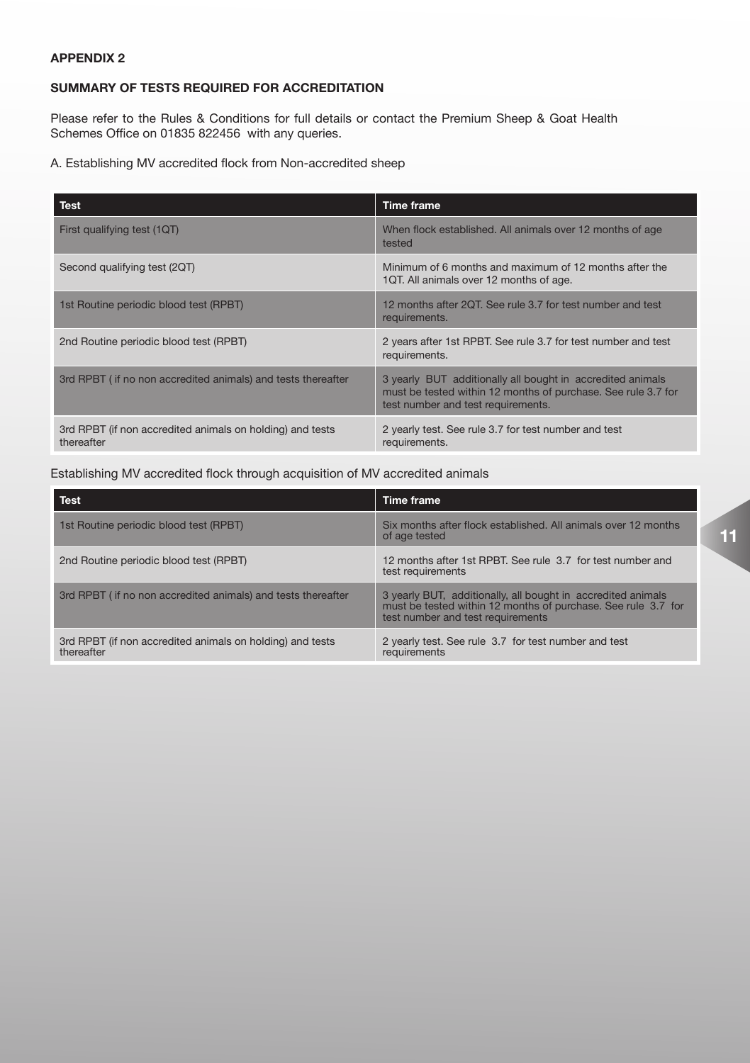## APPENDIX 2

### SUMMARY OF TESTS REQUIRED FOR ACCREDITATION

Please refer to the Rules & Conditions for full details or contact the Premium Sheep & Goat Health Schemes Office on 01835 822456 with any queries.

A. Establishing MV accredited flock from Non-accredited sheep

| Test | Time frame |
|---|---|
| First qualifying test (1QT) | When flock established. All animals over 12 months of age tested |
| Second qualifying test (2QT) | Minimum of 6 months and maximum of 12 months after the 1QT. All animals over 12 months of age. |
| 1st Routine periodic blood test (RPBT) | 12 months after 2QT. See rule 3.7 for test number and test requirements. |
| 2nd Routine periodic blood test (RPBT) | 2 years after 1st RPBT. See rule 3.7 for test number and test requirements. |
| 3rd RPBT ( if no non accredited animals) and tests thereafter | 3 yearly BUT additionally all bought in accredited animals must be tested within 12 months of purchase. See rule 3.7 for test number and test requirements. |
| 3rd RPBT (if non accredited animals on holding) and tests thereafter | 2 yearly test. See rule 3.7 for test number and test requirements. |

Establishing MV accredited flock through acquisition of MV accredited animals

| Test | Time frame |
|---|---|
| 1st Routine periodic blood test (RPBT) | Six months after flock established. All animals over 12 months of age tested |
| 2nd Routine periodic blood test (RPBT) | 12 months after 1st RPBT. See rule 3.7 for test number and test requirements |
| 3rd RPBT ( if no non accredited animals) and tests thereafter | 3 yearly BUT, additionally, all bought in accredited animals must be tested within 12 months of purchase. See rule 3.7 for test number and test requirements |
| 3rd RPBT (if non accredited animals on holding) and tests thereafter | 2 yearly test. See rule 3.7 for test number and test requirements |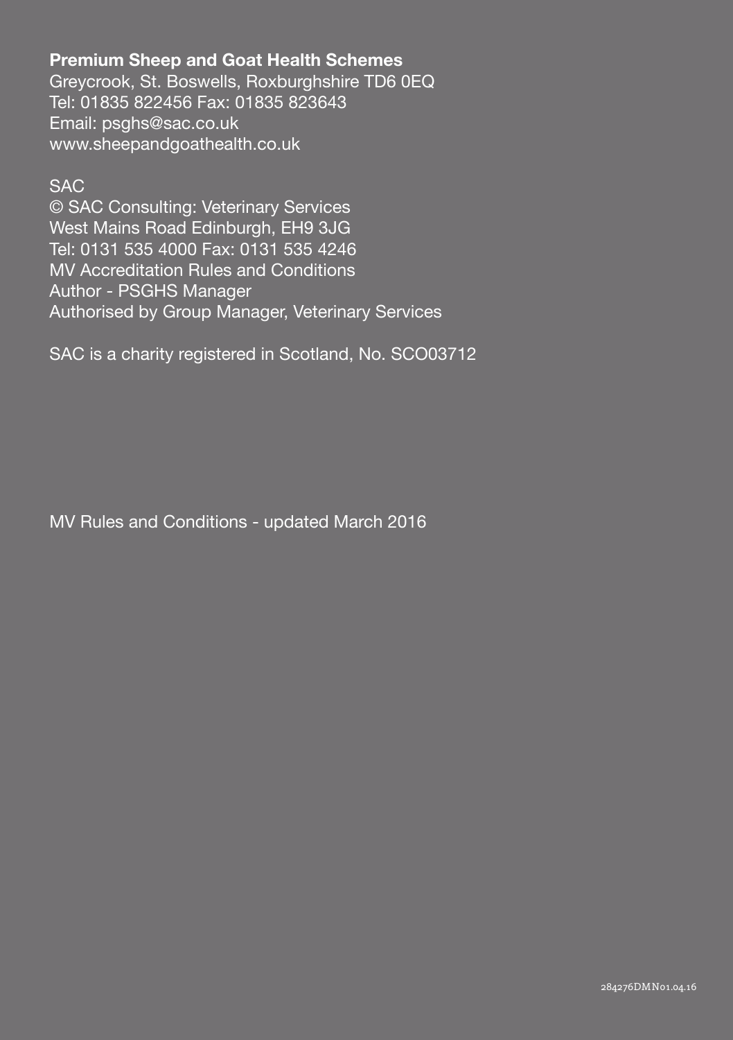**Premium Sheep and Goat Health Schemes**
Greycrook, St. Boswells, Roxburghshire TD6 0EQ
Tel: 01835 822456 Fax: 01835 823643
Email: psghs@sac.co.uk
www.sheepandgoathealth.co.uk

SAC
© SAC Consulting: Veterinary Services
West Mains Road Edinburgh, EH9 3JG
Tel: 0131 535 4000 Fax: 0131 535 4246
MV Accreditation Rules and Conditions
Author - PSGHS Manager
Authorised by Group Manager, Veterinary Services

SAC is a charity registered in Scotland, No. SCO03712

MV Rules and Conditions - updated March 2016

284276DMN01.04.16